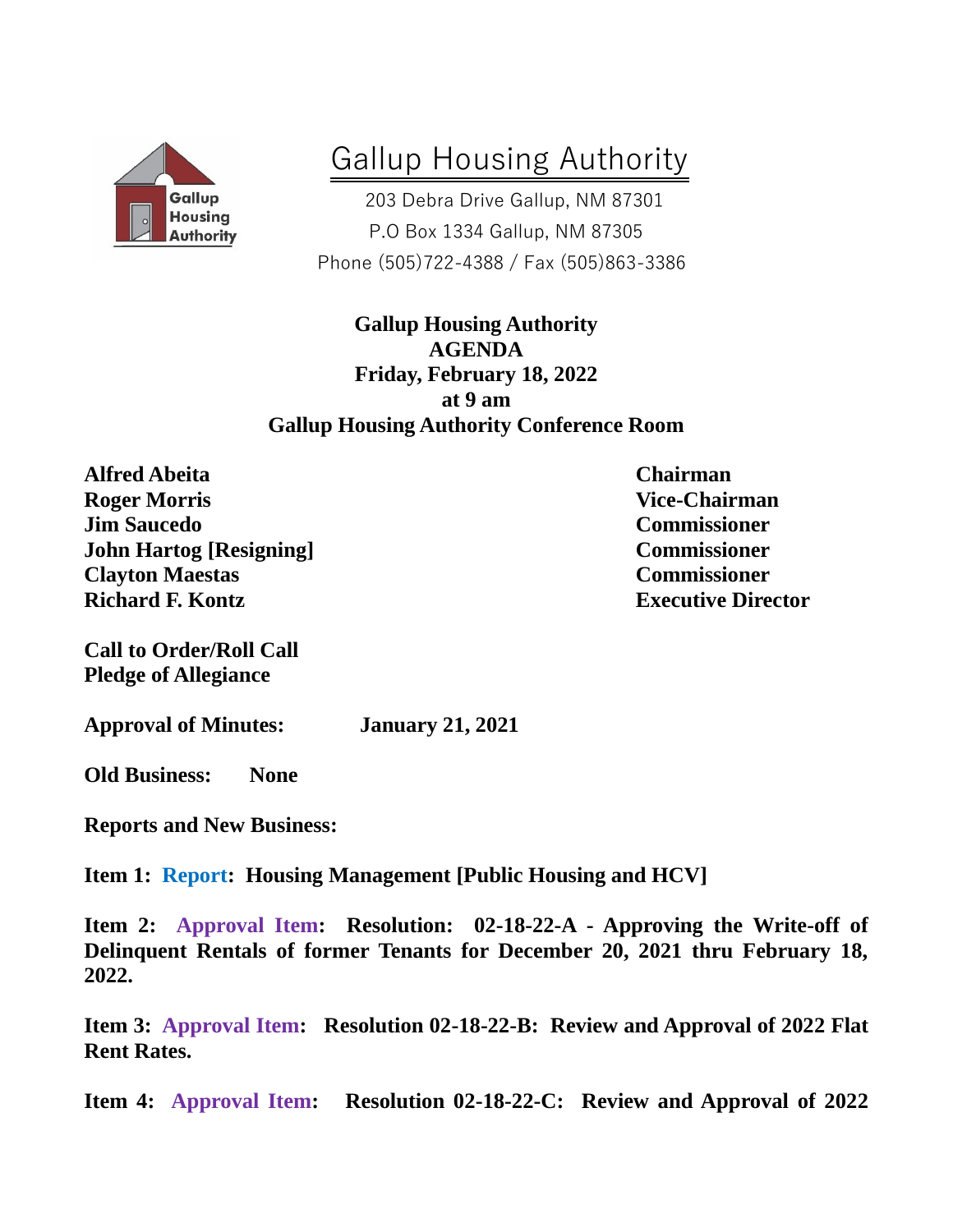# Gallup Housing Authority

203 Debra Drive Gallup, NM 87301
P.O Box 1334 Gallup, NM 87305
Phone (505)722-4388 / Fax (505)863-3386

**Gallup Housing Authority**
**AGENDA**
**Friday, February 18, 2022**
**at 9 am**
**Gallup Housing Authority Conference Room**

| | |
|---|---|
| **Alfred Abeita** | **Chairman** |
| **Roger Morris** | **Vice-Chairman** |
| **Jim Saucedo** | **Commissioner** |
| **John Hartog [Resigning]** | **Commissioner** |
| **Clayton Maestas** | **Commissioner** |
| **Richard F. Kontz** | **Executive Director** |

**Call to Order/Roll Call**
**Pledge of Allegiance**

**Approval of Minutes: January 21, 2021**

**Old Business: None**

**Reports and New Business:**

**Item 1: Report: Housing Management [Public Housing and HCV]**

**Item 2: Approval Item: Resolution: 02-18-22-A - Approving the Write-off of Delinquent Rentals of former Tenants for December 20, 2021 thru February 18, 2022.**

**Item 3: Approval Item: Resolution 02-18-22-B: Review and Approval of 2022 Flat Rent Rates.**

**Item 4: Approval Item: Resolution 02-18-22-C: Review and Approval of 2022**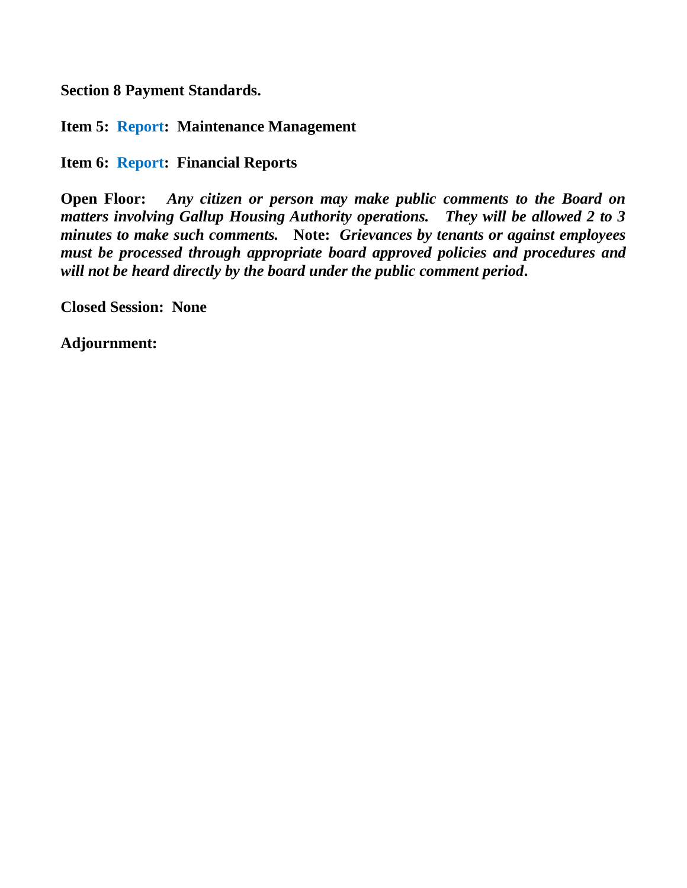**Section 8 Payment Standards.**

**Item 5: Report: Maintenance Management**

**Item 6: Report: Financial Reports**

**Open Floor:** ***Any citizen or person may make public comments to the Board on matters involving Gallup Housing Authority operations. They will be allowed 2 to 3 minutes to make such comments.*** **Note:** ***Grievances by tenants or against employees must be processed through appropriate board approved policies and procedures and will not be heard directly by the board under the public comment period.***

**Closed Session: None**

**Adjournment:**